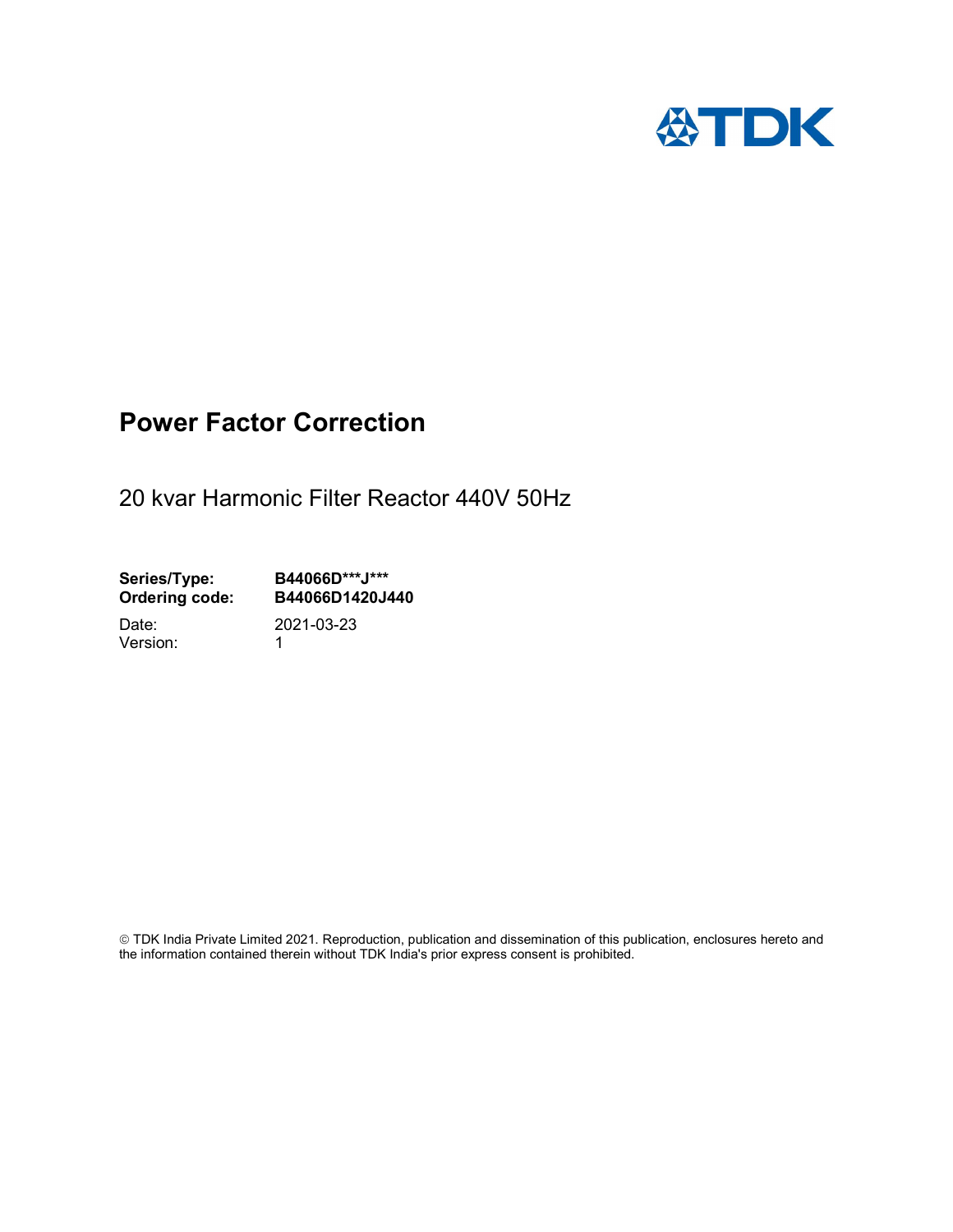TDK

# Power Factor Correction

20 kvar Harmonic Filter Reactor 440V 50Hz

**Series/Type:** **B44066D\*\*\*J\*\*\***
**Ordering code:** **B44066D1420J440**

Date: 2021-03-23
Version: 1

© TDK India Private Limited 2021. Reproduction, publication and dissemination of this publication, enclosures hereto and the information contained therein without TDK India's prior express consent is prohibited.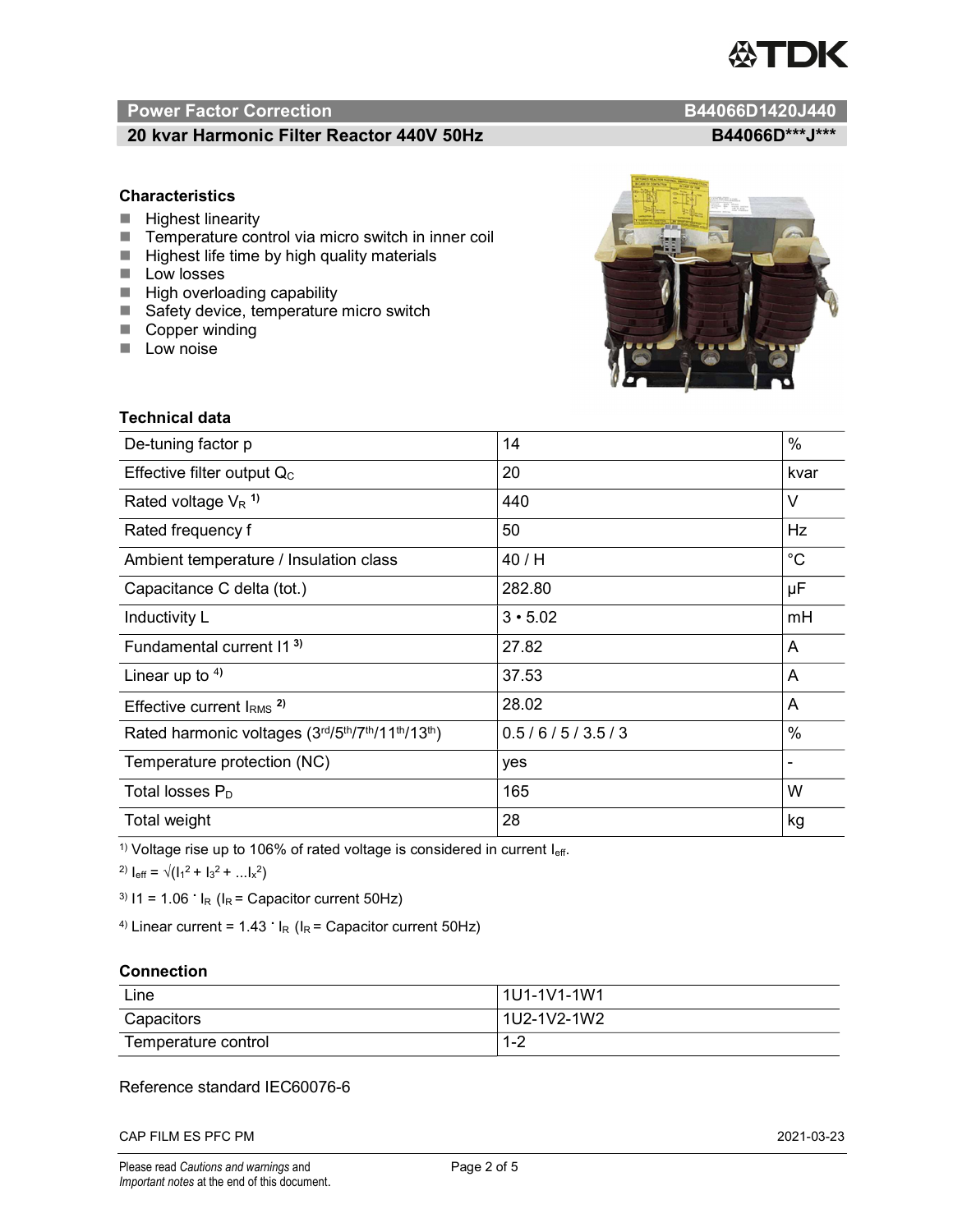## Power Factor Correction — B44066D1420J440

### 20 kvar Harmonic Filter Reactor 440V 50Hz — B44066D***J***

### Characteristics

- Highest linearity
- Temperature control via micro switch in inner coil
- Highest life time by high quality materials
- Low losses
- High overloading capability
- Safety device, temperature micro switch
- Copper winding
- Low noise

### Technical data

| | | |
|---|---|---|
| De-tuning factor p | 14 | % |
| Effective filter output $Q_C$ | 20 | kvar |
| Rated voltage $V_R$ [1] | 440 | V |
| Rated frequency f | 50 | Hz |
| Ambient temperature / Insulation class | 40 / H | °C |
| Capacitance C delta (tot.) | 282.80 | µF |
| Inductivity L | 3 • 5.02 | mH |
| Fundamental current I1 [3] | 27.82 | A |
| Linear up to [4] | 37.53 | A |
| Effective current $I_{RMS}$ [2] | 28.02 | A |
| Rated harmonic voltages (3rd/5th/7th/11th/13th) | 0.5 / 6 / 5 / 3.5 / 3 | % |
| Temperature protection (NC) | yes | - |
| Total losses $P_D$ | 165 | W |
| Total weight | 28 | kg |

[1] Voltage rise up to 106% of rated voltage is considered in current $I_{eff}$.

[2] $I_{eff} = \sqrt{(I_1^2 + I_3^2 + \ldots I_x^2)}$

[3] $I1 = 1.06 \cdot I_R$ ($I_R$ = Capacitor current 50Hz)

[4] Linear current = $1.43 \cdot I_R$ ($I_R$ = Capacitor current 50Hz)

### Connection

| | |
|---|---|
| Line | 1U1-1V1-1W1 |
| Capacitors | 1U2-1V2-1W2 |
| Temperature control | 1-2 |

Reference standard IEC60076-6

CAP FILM ES PFC PM — 2021-03-23

Please read *Cautions and warnings* and *Important notes* at the end of this document.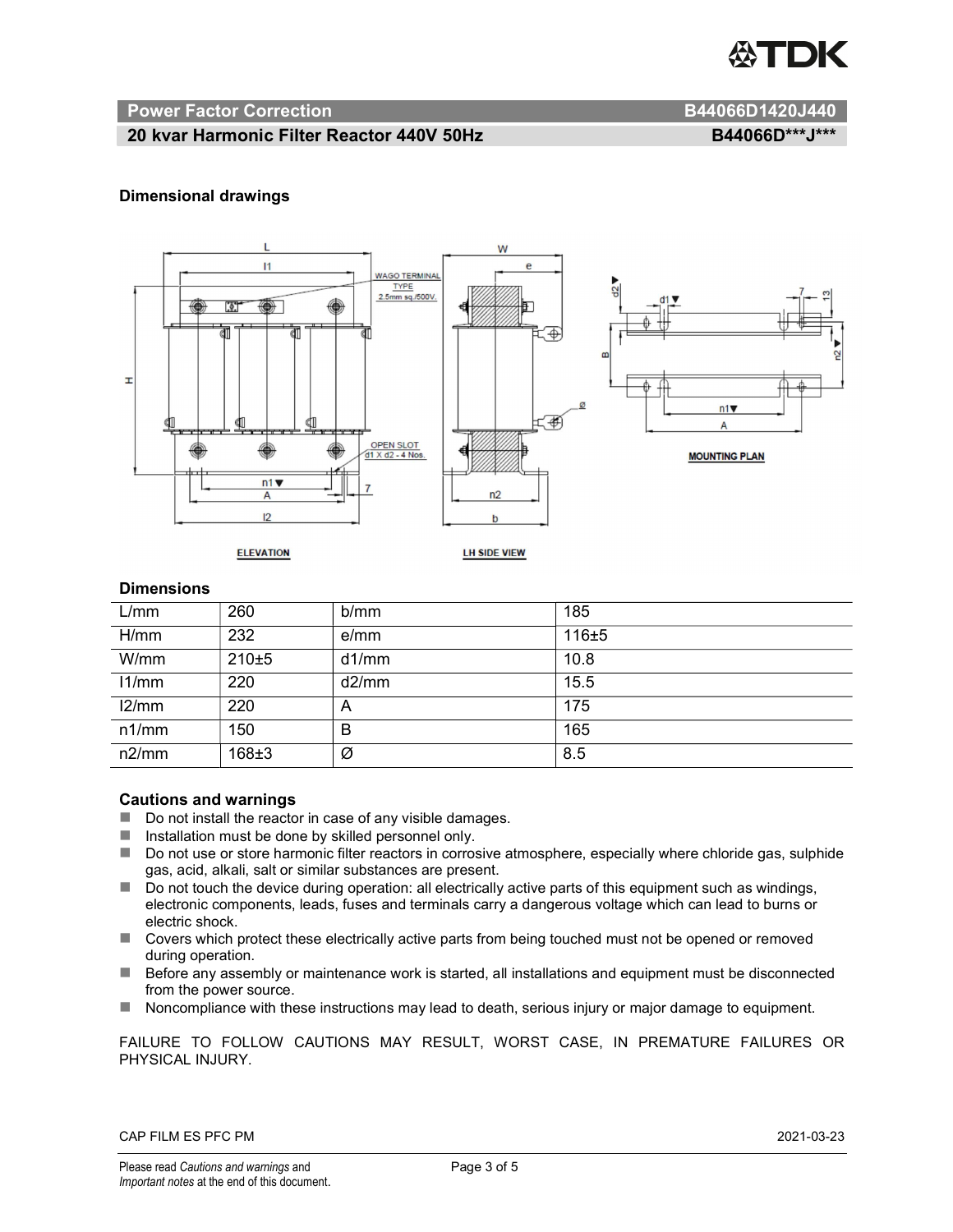## Power Factor Correction B44066D1420J440

## 20 kvar Harmonic Filter Reactor 440V 50Hz B44066D***J***

### Dimensional drawings

### Dimensions

| L/mm | 260 | b/mm | 185 |
|---|---|---|---|
| H/mm | 232 | e/mm | 116±5 |
| W/mm | 210±5 | d1/mm | 10.8 |
| l1/mm | 220 | d2/mm | 15.5 |
| l2/mm | 220 | A | 175 |
| n1/mm | 150 | B | 165 |
| n2/mm | 168±3 | Ø | 8.5 |

### Cautions and warnings

- Do not install the reactor in case of any visible damages.
- Installation must be done by skilled personnel only.
- Do not use or store harmonic filter reactors in corrosive atmosphere, especially where chloride gas, sulphide gas, acid, alkali, salt or similar substances are present.
- Do not touch the device during operation: all electrically active parts of this equipment such as windings, electronic components, leads, fuses and terminals carry a dangerous voltage which can lead to burns or electric shock.
- Covers which protect these electrically active parts from being touched must not be opened or removed during operation.
- Before any assembly or maintenance work is started, all installations and equipment must be disconnected from the power source.
- Noncompliance with these instructions may lead to death, serious injury or major damage to equipment.

FAILURE TO FOLLOW CAUTIONS MAY RESULT, WORST CASE, IN PREMATURE FAILURES OR PHYSICAL INJURY.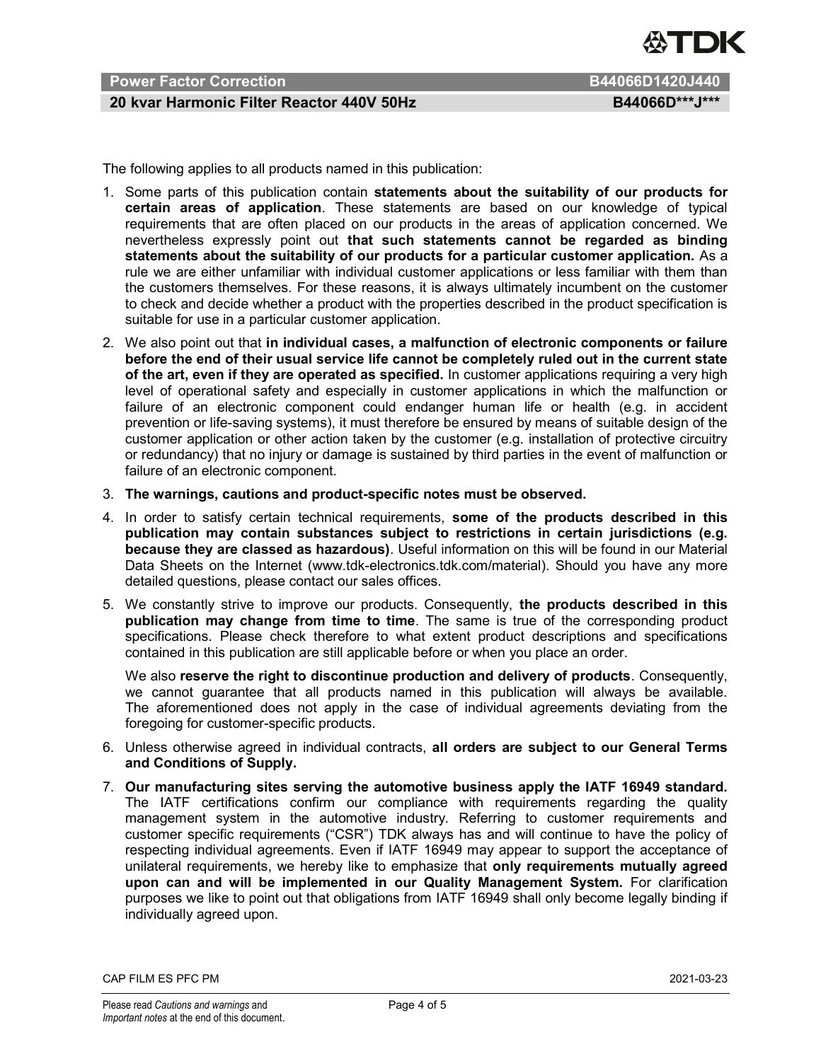The following applies to all products named in this publication:

1. Some parts of this publication contain **statements about the suitability of our products for certain areas of application**. These statements are based on our knowledge of typical requirements that are often placed on our products in the areas of application concerned. We nevertheless expressly point out **that such statements cannot be regarded as binding statements about the suitability of our products for a particular customer application.** As a rule we are either unfamiliar with individual customer applications or less familiar with them than the customers themselves. For these reasons, it is always ultimately incumbent on the customer to check and decide whether a product with the properties described in the product specification is suitable for use in a particular customer application.
2. We also point out that **in individual cases, a malfunction of electronic components or failure before the end of their usual service life cannot be completely ruled out in the current state of the art, even if they are operated as specified.** In customer applications requiring a very high level of operational safety and especially in customer applications in which the malfunction or failure of an electronic component could endanger human life or health (e.g. in accident prevention or life-saving systems), it must therefore be ensured by means of suitable design of the customer application or other action taken by the customer (e.g. installation of protective circuitry or redundancy) that no injury or damage is sustained by third parties in the event of malfunction or failure of an electronic component.
3. **The warnings, cautions and product-specific notes must be observed.**
4. In order to satisfy certain technical requirements, **some of the products described in this publication may contain substances subject to restrictions in certain jurisdictions (e.g. because they are classed as hazardous)**. Useful information on this will be found in our Material Data Sheets on the Internet (www.tdk-electronics.tdk.com/material). Should you have any more detailed questions, please contact our sales offices.
5. We constantly strive to improve our products. Consequently, **the products described in this publication may change from time to time**. The same is true of the corresponding product specifications. Please check therefore to what extent product descriptions and specifications contained in this publication are still applicable before or when you place an order.

   We also **reserve the right to discontinue production and delivery of products**. Consequently, we cannot guarantee that all products named in this publication will always be available. The aforementioned does not apply in the case of individual agreements deviating from the foregoing for customer-specific products.
6. Unless otherwise agreed in individual contracts, **all orders are subject to our General Terms and Conditions of Supply.**
7. **Our manufacturing sites serving the automotive business apply the IATF 16949 standard.** The IATF certifications confirm our compliance with requirements regarding the quality management system in the automotive industry. Referring to customer requirements and customer specific requirements ("CSR") TDK always has and will continue to have the policy of respecting individual agreements. Even if IATF 16949 may appear to support the acceptance of unilateral requirements, we hereby like to emphasize that **only requirements mutually agreed upon can and will be implemented in our Quality Management System.** For clarification purposes we like to point out that obligations from IATF 16949 shall only become legally binding if individually agreed upon.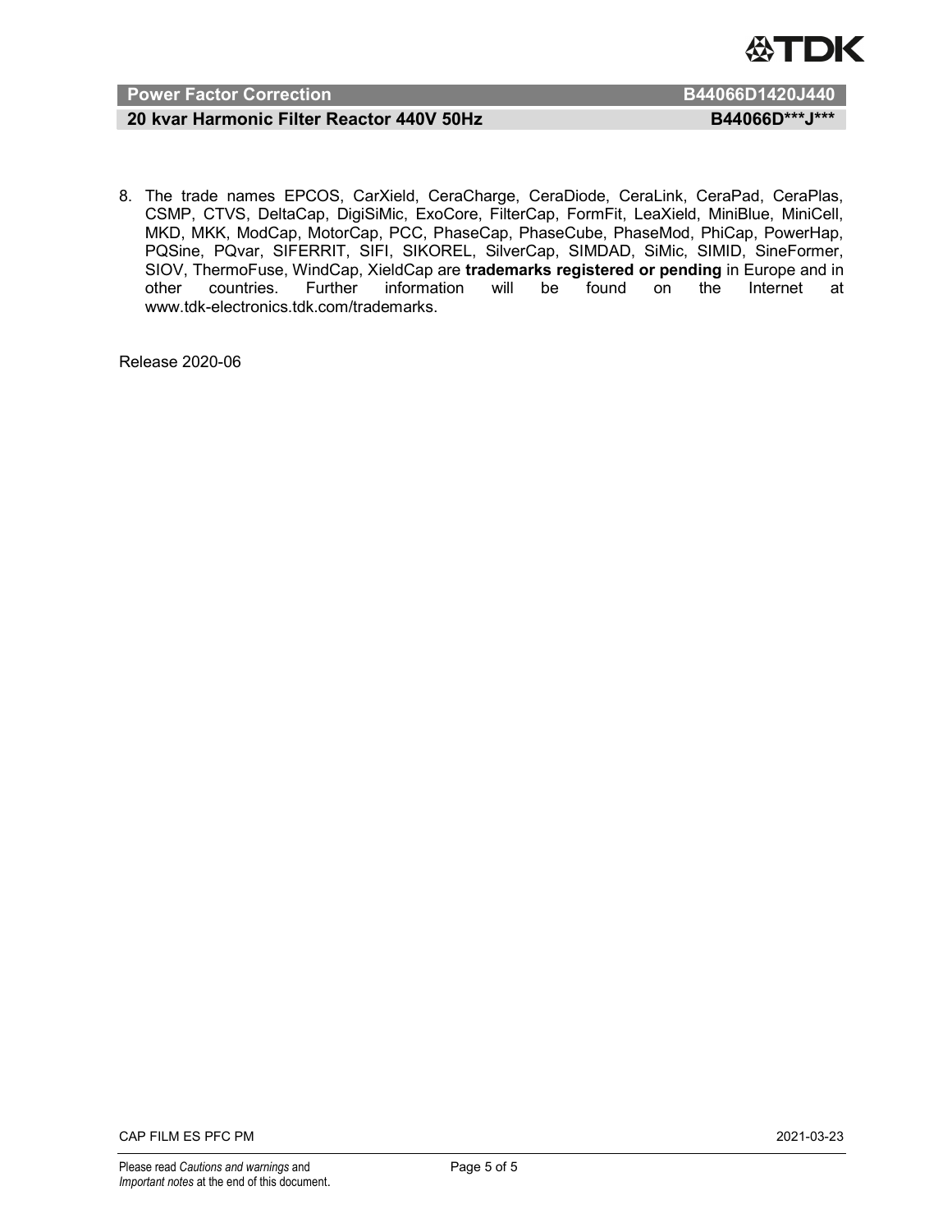8. The trade names EPCOS, CarXield, CeraCharge, CeraDiode, CeraLink, CeraPad, CeraPlas, CSMP, CTVS, DeltaCap, DigiSiMic, ExoCore, FilterCap, FormFit, LeaXield, MiniBlue, MiniCell, MKD, MKK, ModCap, MotorCap, PCC, PhaseCap, PhaseCube, PhaseMod, PhiCap, PowerHap, PQSine, PQvar, SIFERRIT, SIFI, SIKOREL, SilverCap, SIMDAD, SiMic, SIMID, SineFormer, SIOV, ThermoFuse, WindCap, XieldCap are **trademarks registered or pending** in Europe and in other countries. Further information will be found on the Internet at www.tdk-electronics.tdk.com/trademarks.

Release 2020-06